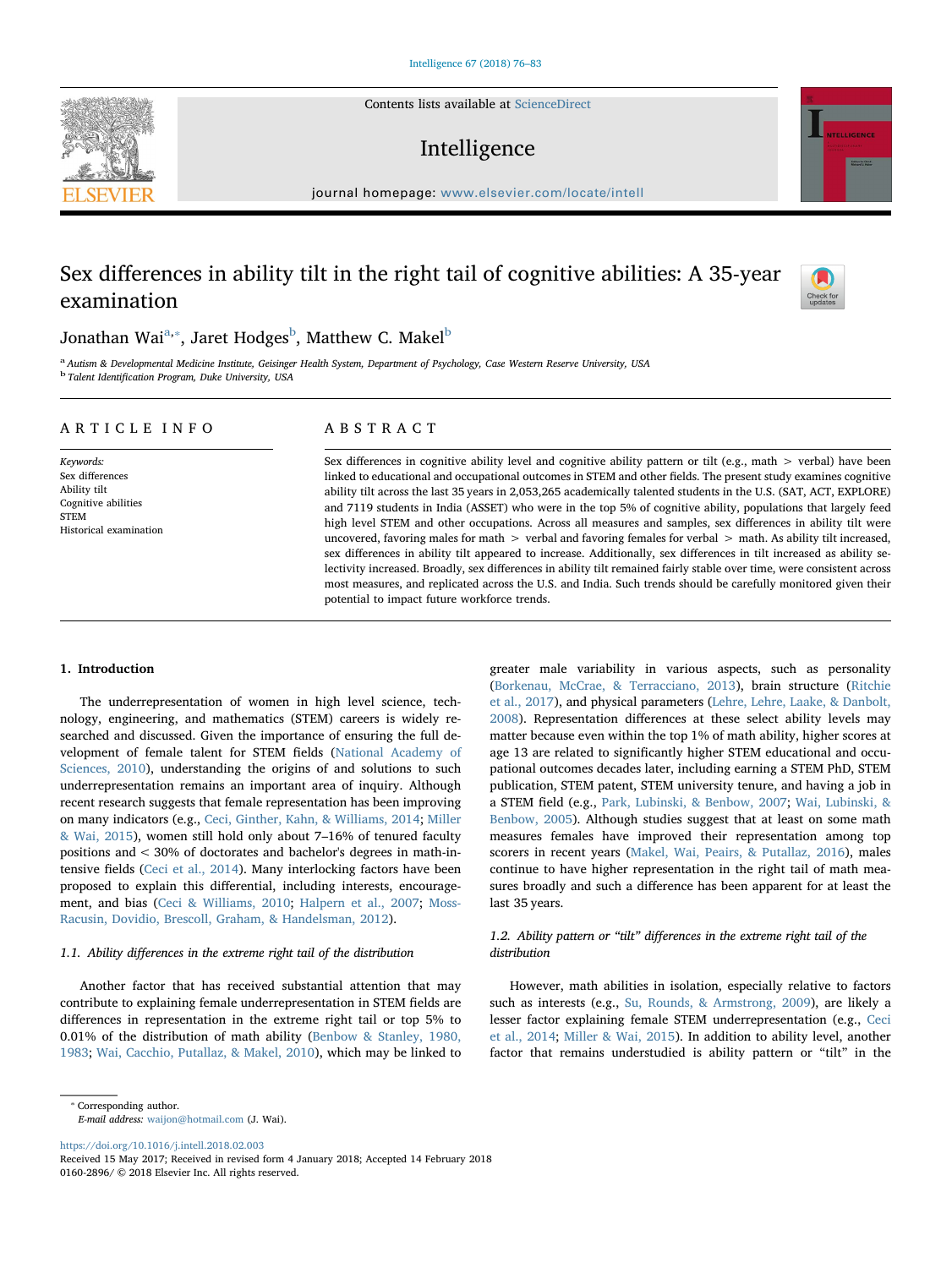# Sex differences in ability tilt in the right tail of cognitive abilities: A 35-year examination

Jonathan Wai[a,*], Jaret Hodges[b], Matthew C. Makel[b]

[a] Autism & Developmental Medicine Institute, Geisinger Health System, Department of Psychology, Case Western Reserve University, USA
[b] Talent Identification Program, Duke University, USA

## ARTICLE INFO

*Keywords:*
Sex differences
Ability tilt
Cognitive abilities
STEM
Historical examination

## ABSTRACT

Sex differences in cognitive ability level and cognitive ability pattern or tilt (e.g., math > verbal) have been linked to educational and occupational outcomes in STEM and other fields. The present study examines cognitive ability tilt across the last 35 years in 2,053,265 academically talented students in the U.S. (SAT, ACT, EXPLORE) and 7119 students in India (ASSET) who were in the top 5% of cognitive ability, populations that largely feed high level STEM and other occupations. Across all measures and samples, sex differences in ability tilt were uncovered, favoring males for math > verbal and favoring females for verbal > math. As ability tilt increased, sex differences in ability tilt appeared to increase. Additionally, sex differences in tilt increased as ability selectivity increased. Broadly, sex differences in ability tilt remained fairly stable over time, were consistent across most measures, and replicated across the U.S. and India. Such trends should be carefully monitored given their potential to impact future workforce trends.

## 1. Introduction

The underrepresentation of women in high level science, technology, engineering, and mathematics (STEM) careers is widely researched and discussed. Given the importance of ensuring the full development of female talent for STEM fields (National Academy of Sciences, 2010), understanding the origins of and solutions to such underrepresentation remains an important area of inquiry. Although recent research suggests that female representation has been improving on many indicators (e.g., Ceci, Ginther, Kahn, & Williams, 2014; Miller & Wai, 2015), women still hold only about 7–16% of tenured faculty positions and < 30% of doctorates and bachelor's degrees in math-intensive fields (Ceci et al., 2014). Many interlocking factors have been proposed to explain this differential, including interests, encouragement, and bias (Ceci & Williams, 2010; Halpern et al., 2007; Moss-Racusin, Dovidio, Brescoll, Graham, & Handelsman, 2012).

### 1.1. Ability differences in the extreme right tail of the distribution

Another factor that has received substantial attention that may contribute to explaining female underrepresentation in STEM fields are differences in representation in the extreme right tail or top 5% to 0.01% of the distribution of math ability (Benbow & Stanley, 1980, 1983; Wai, Cacchio, Putallaz, & Makel, 2010), which may be linked to greater male variability in various aspects, such as personality (Borkenau, McCrae, & Terracciano, 2013), brain structure (Ritchie et al., 2017), and physical parameters (Lehre, Lehre, Laake, & Danbolt, 2008). Representation differences at these select ability levels may matter because even within the top 1% of math ability, higher scores at age 13 are related to significantly higher STEM educational and occupational outcomes decades later, including earning a STEM PhD, STEM publication, STEM patent, STEM university tenure, and having a job in a STEM field (e.g., Park, Lubinski, & Benbow, 2007; Wai, Lubinski, & Benbow, 2005). Although studies suggest that at least on some math measures females have improved their representation among top scorers in recent years (Makel, Wai, Peairs, & Putallaz, 2016), males continue to have higher representation in the right tail of math measures broadly and such a difference has been apparent for at least the last 35 years.

### 1.2. Ability pattern or "tilt" differences in the extreme right tail of the distribution

However, math abilities in isolation, especially relative to factors such as interests (e.g., Su, Rounds, & Armstrong, 2009), are likely a lesser factor explaining female STEM underrepresentation (e.g., Ceci et al., 2014; Miller & Wai, 2015). In addition to ability level, another factor that remains understudied is ability pattern or "tilt" in the

---

* Corresponding author.
*E-mail address:* waijon@hotmail.com (J. Wai).

https://doi.org/10.1016/j.intell.2018.02.003
Received 15 May 2017; Received in revised form 4 January 2018; Accepted 14 February 2018
0160-2896/ © 2018 Elsevier Inc. All rights reserved.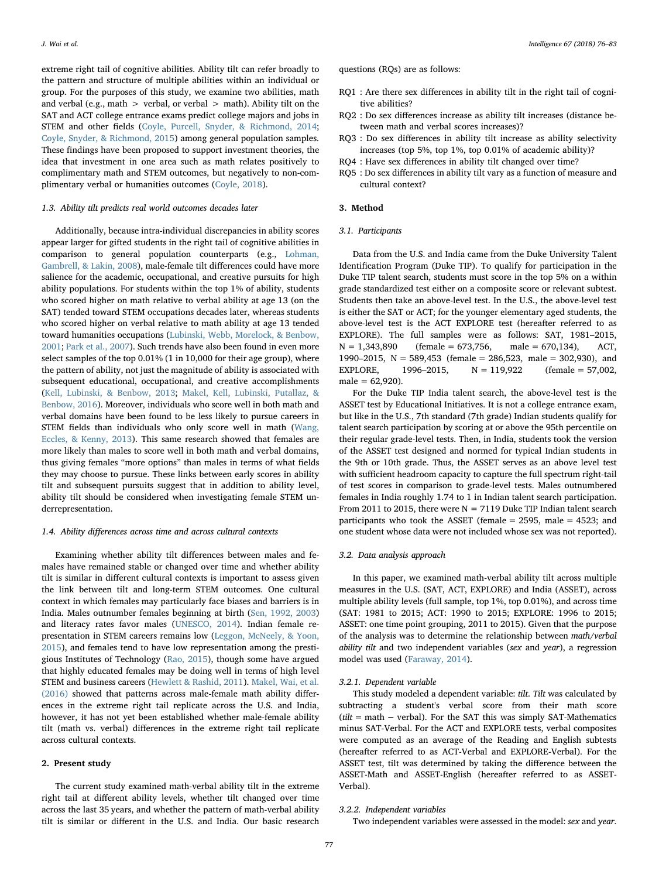extreme right tail of cognitive abilities. Ability tilt can refer broadly to the pattern and structure of multiple abilities within an individual or group. For the purposes of this study, we examine two abilities, math and verbal (e.g., math > verbal, or verbal > math). Ability tilt on the SAT and ACT college entrance exams predict college majors and jobs in STEM and other fields (Coyle, Purcell, Snyder, & Richmond, 2014; Coyle, Snyder, & Richmond, 2015) among general population samples. These findings have been proposed to support investment theories, the idea that investment in one area such as math relates positively to complimentary math and STEM outcomes, but negatively to non-complimentary verbal or humanities outcomes (Coyle, 2018).

### 1.3. Ability tilt predicts real world outcomes decades later

Additionally, because intra-individual discrepancies in ability scores appear larger for gifted students in the right tail of cognitive abilities in comparison to general population counterparts (e.g., Lohman, Gambrell, & Lakin, 2008), male-female tilt differences could have more salience for the academic, occupational, and creative pursuits for high ability populations. For students within the top 1% of ability, students who scored higher on math relative to verbal ability at age 13 (on the SAT) tended toward STEM occupations decades later, whereas students who scored higher on verbal relative to math ability at age 13 tended toward humanities occupations (Lubinski, Webb, Morelock, & Benbow, 2001; Park et al., 2007). Such trends have also been found in even more select samples of the top 0.01% (1 in 10,000 for their age group), where the pattern of ability, not just the magnitude of ability is associated with subsequent educational, occupational, and creative accomplishments (Kell, Lubinski, & Benbow, 2013; Makel, Kell, Lubinski, Putallaz, & Benbow, 2016). Moreover, individuals who score well in both math and verbal domains have been found to be less likely to pursue careers in STEM fields than individuals who only score well in math (Wang, Eccles, & Kenny, 2013). This same research showed that females are more likely than males to score well in both math and verbal domains, thus giving females "more options" than males in terms of what fields they may choose to pursue. These links between early scores in ability tilt and subsequent pursuits suggest that in addition to ability level, ability tilt should be considered when investigating female STEM underrepresentation.

### 1.4. Ability differences across time and across cultural contexts

Examining whether ability tilt differences between males and females have remained stable or changed over time and whether ability tilt is similar in different cultural contexts is important to assess given the link between tilt and long-term STEM outcomes. One cultural context in which females may particularly face biases and barriers is in India. Males outnumber females beginning at birth (Sen, 1992, 2003) and literacy rates favor males (UNESCO, 2014). Indian female representation in STEM careers remains low (Leggon, McNeely, & Yoon, 2015), and females tend to have low representation among the prestigious Institutes of Technology (Rao, 2015), though some have argued that highly educated females may be doing well in terms of high level STEM and business careers (Hewlett & Rashid, 2011). Makel, Wai, et al. (2016) showed that patterns across male-female math ability differences in the extreme right tail replicate across the U.S. and India, however, it has not yet been established whether male-female ability tilt (math vs. verbal) differences in the extreme right tail replicate across cultural contexts.

## 2. Present study

The current study examined math-verbal ability tilt in the extreme right tail at different ability levels, whether tilt changed over time across the last 35 years, and whether the pattern of math-verbal ability tilt is similar or different in the U.S. and India. Our basic research questions (RQs) are as follows:

- RQ1 : Are there sex differences in ability tilt in the right tail of cognitive abilities?
- RQ2 : Do sex differences increase as ability tilt increases (distance between math and verbal scores increases)?
- RQ3 : Do sex differences in ability tilt increase as ability selectivity increases (top 5%, top 1%, top 0.01% of academic ability)?
- RQ4 : Have sex differences in ability tilt changed over time?
- RQ5 : Do sex differences in ability tilt vary as a function of measure and cultural context?

## 3. Method

### 3.1. Participants

Data from the U.S. and India came from the Duke University Talent Identification Program (Duke TIP). To qualify for participation in the Duke TIP talent search, students must score in the top 5% on a within grade standardized test either on a composite score or relevant subtest. Students then take an above-level test. In the U.S., the above-level test is either the SAT or ACT; for the younger elementary aged students, the above-level test is the ACT EXPLORE test (hereafter referred to as EXPLORE). The full samples were as follows: SAT, 1981–2015, N = 1,343,890 (female = 673,756, male = 670,134), ACT, 1990–2015, N = 589,453 (female = 286,523, male = 302,930), and EXPLORE, 1996–2015, N = 119,922 (female = 57,002, male = 62,920).

For the Duke TIP India talent search, the above-level test is the ASSET test by Educational Initiatives. It is not a college entrance exam, but like in the U.S., 7th standard (7th grade) Indian students qualify for talent search participation by scoring at or above the 95th percentile on their regular grade-level tests. Then, in India, students took the version of the ASSET test designed and normed for typical Indian students in the 9th or 10th grade. Thus, the ASSET serves as an above level test with sufficient headroom capacity to capture the full spectrum right-tail of test scores in comparison to grade-level tests. Males outnumbered females in India roughly 1.74 to 1 in Indian talent search participation. From 2011 to 2015, there were N = 7119 Duke TIP Indian talent search participants who took the ASSET (female = 2595, male = 4523; and one student whose data were not included whose sex was not reported).

### 3.2. Data analysis approach

In this paper, we examined math-verbal ability tilt across multiple measures in the U.S. (SAT, ACT, EXPLORE) and India (ASSET), across multiple ability levels (full sample, top 1%, top 0.01%), and across time (SAT: 1981 to 2015; ACT: 1990 to 2015; EXPLORE: 1996 to 2015; ASSET: one time point grouping, 2011 to 2015). Given that the purpose of the analysis was to determine the relationship between *math/verbal ability tilt* and two independent variables (*sex* and *year*), a regression model was used (Faraway, 2014).

#### 3.2.1. Dependent variable

This study modeled a dependent variable: *tilt*. *Tilt* was calculated by subtracting a student's verbal score from their math score (*tilt* = math − verbal). For the SAT this was simply SAT-Mathematics minus SAT-Verbal. For the ACT and EXPLORE tests, verbal composites were computed as an average of the Reading and English subtests (hereafter referred to as ACT-Verbal and EXPLORE-Verbal). For the ASSET test, tilt was determined by taking the difference between the ASSET-Math and ASSET-English (hereafter referred to as ASSET-Verbal).

#### 3.2.2. Independent variables

Two independent variables were assessed in the model: *sex* and *year*.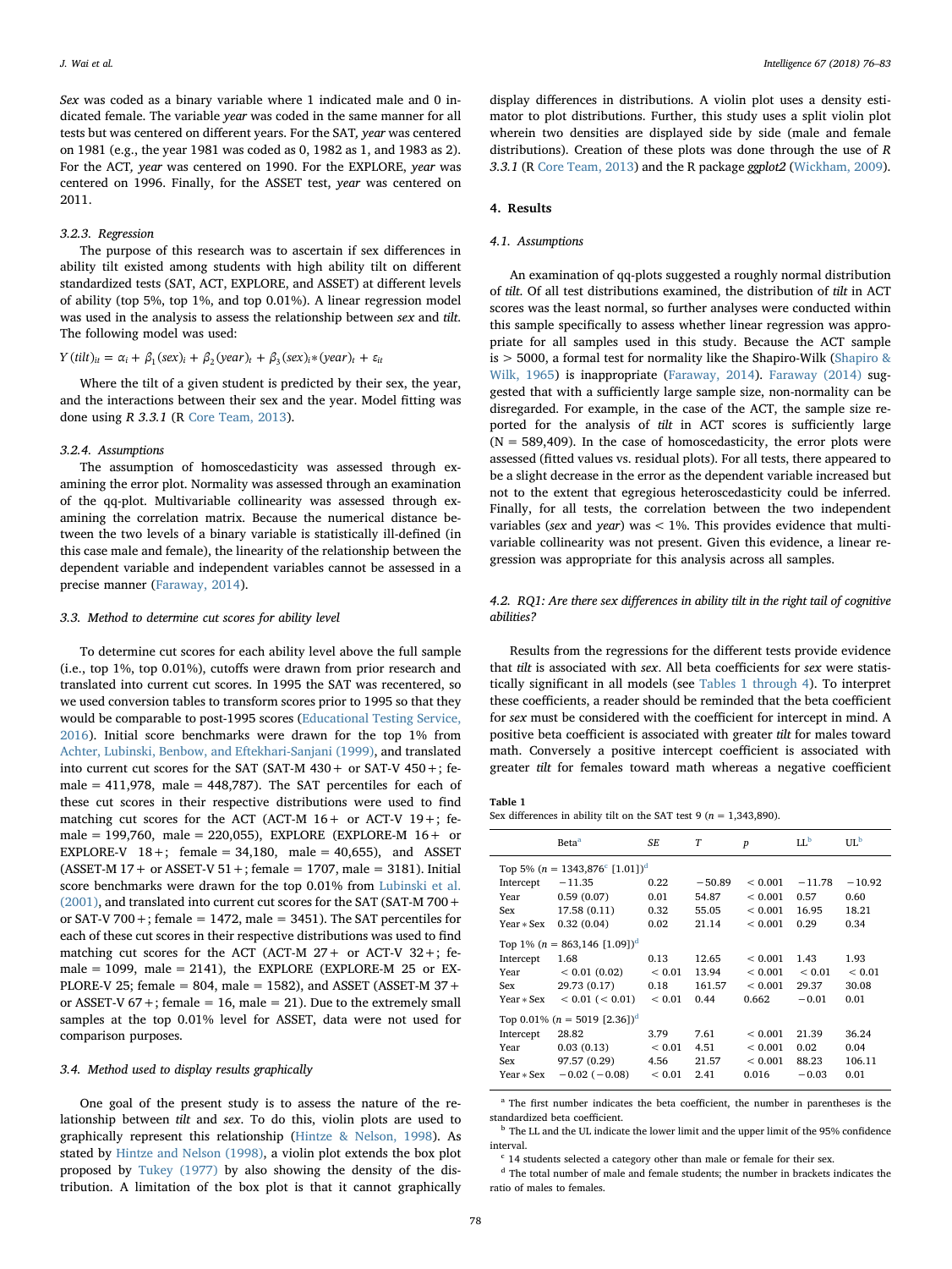*Sex* was coded as a binary variable where 1 indicated male and 0 indicated female. The variable *year* was coded in the same manner for all tests but was centered on different years. For the SAT, *year* was centered on 1981 (e.g., the year 1981 was coded as 0, 1982 as 1, and 1983 as 2). For the ACT, *year* was centered on 1990. For the EXPLORE, *year* was centered on 1996. Finally, for the ASSET test, *year* was centered on 2011.

#### 3.2.3. Regression

The purpose of this research was to ascertain if sex differences in ability tilt existed among students with high ability tilt on different standardized tests (SAT, ACT, EXPLORE, and ASSET) at different levels of ability (top 5%, top 1%, and top 0.01%). A linear regression model was used in the analysis to assess the relationship between *sex* and *tilt*. The following model was used:

$$Y\,(tilt)_{it} = \alpha_i + \beta_1 (sex)_i + \beta_2 (year)_t + \beta_3 (sex)_i * (year)_t + \varepsilon_{it}$$

Where the tilt of a given student is predicted by their sex, the year, and the interactions between their sex and the year. Model fitting was done using *R 3.3.1* (R Core Team, 2013).

#### 3.2.4. Assumptions

The assumption of homoscedasticity was assessed through examining the error plot. Normality was assessed through an examination of the qq-plot. Multivariable collinearity was assessed through examining the correlation matrix. Because the numerical distance between the two levels of a binary variable is statistically ill-defined (in this case male and female), the linearity of the relationship between the dependent variable and independent variables cannot be assessed in a precise manner (Faraway, 2014).

### 3.3. Method to determine cut scores for ability level

To determine cut scores for each ability level above the full sample (i.e., top 1%, top 0.01%), cutoffs were drawn from prior research and translated into current cut scores. In 1995 the SAT was recentered, so we used conversion tables to transform scores prior to 1995 so that they would be comparable to post-1995 scores (Educational Testing Service, 2016). Initial score benchmarks were drawn for the top 1% from Achter, Lubinski, Benbow, and Eftekhari-Sanjani (1999), and translated into current cut scores for the SAT (SAT-M 430+ or SAT-V 450+; female = 411,978, male = 448,787). The SAT percentiles for each of these cut scores in their respective distributions were used to find matching cut scores for the ACT (ACT-M 16+ or ACT-V 19+; female = 199,760, male = 220,055), EXPLORE (EXPLORE-M 16+ or EXPLORE-V 18+; female = 34,180, male = 40,655), and ASSET (ASSET-M 17+ or ASSET-V 51+; female = 1707, male = 3181). Initial score benchmarks were drawn for the top 0.01% from Lubinski et al. (2001), and translated into current cut scores for the SAT (SAT-M 700+ or SAT-V 700+; female = 1472, male = 3451). The SAT percentiles for each of these cut scores in their respective distributions was used to find matching cut scores for the ACT (ACT-M 27+ or ACT-V 32+; female = 1099, male = 2141), the EXPLORE (EXPLORE-M 25 or EXPLORE-V 25; female = 804, male = 1582), and ASSET (ASSET-M 37+ or ASSET-V 67+; female = 16, male = 21). Due to the extremely small samples at the top 0.01% level for ASSET, data were not used for comparison purposes.

### 3.4. Method used to display results graphically

One goal of the present study is to assess the nature of the relationship between *tilt* and *sex*. To do this, violin plots are used to graphically represent this relationship (Hintze & Nelson, 1998). As stated by Hintze and Nelson (1998), a violin plot extends the box plot proposed by Tukey (1977) by also showing the density of the distribution. A limitation of the box plot is that it cannot graphically display differences in distributions. A violin plot uses a density estimator to plot distributions. Further, this study uses a split violin plot wherein two densities are displayed side by side (male and female distributions). Creation of these plots was done through the use of *R 3.3.1* (R Core Team, 2013) and the R package *ggplot2* (Wickham, 2009).

## 4. Results

### 4.1. Assumptions

An examination of qq-plots suggested a roughly normal distribution of *tilt*. Of all test distributions examined, the distribution of *tilt* in ACT scores was the least normal, so further analyses were conducted within this sample specifically to assess whether linear regression was appropriate for all samples used in this study. Because the ACT sample is > 5000, a formal test for normality like the Shapiro-Wilk (Shapiro & Wilk, 1965) is inappropriate (Faraway, 2014). Faraway (2014) suggested that with a sufficiently large sample size, non-normality can be disregarded. For example, in the case of the ACT, the sample size reported for the analysis of *tilt* in ACT scores is sufficiently large (N = 589,409). In the case of homoscedasticity, the error plots were assessed (fitted values vs. residual plots). For all tests, there appeared to be a slight decrease in the error as the dependent variable increased but not to the extent that egregious heteroscedasticity could be inferred. Finally, for all tests, the correlation between the two independent variables (*sex* and *year*) was < 1%. This provides evidence that multivariable collinearity was not present. Given this evidence, a linear regression was appropriate for this analysis across all samples.

### 4.2. RQ1: Are there sex differences in ability tilt in the right tail of cognitive abilities?

Results from the regressions for the different tests provide evidence that *tilt* is associated with *sex*. All beta coefficients for *sex* were statistically significant in all models (see Tables 1 through 4). To interpret these coefficients, a reader should be reminded that the beta coefficient for *sex* must be considered with the coefficient for intercept in mind. A positive beta coefficient is associated with greater *tilt* for males toward math. Conversely a positive intercept coefficient is associated with greater *tilt* for females toward math whereas a negative coefficient

**Table 1**
Sex differences in ability tilt on the SAT test 9 (n = 1,343,890).

| | Beta[a] | SE | T | p | LL[b] | UL[b] |
|---|---|---|---|---|---|---|
| Top 5% (n = 1343,876[c] [1.01])[d] | | | | | | |
| Intercept | −11.35 | 0.22 | −50.89 | < 0.001 | −11.78 | −10.92 |
| Year | 0.59 (0.07) | 0.01 | 54.87 | < 0.001 | 0.57 | 0.60 |
| Sex | 17.58 (0.11) | 0.32 | 55.05 | < 0.001 | 16.95 | 18.21 |
| Year * Sex | 0.32 (0.04) | 0.02 | 21.14 | < 0.001 | 0.29 | 0.34 |
| Top 1% (n = 863,146 [1.09])[d] | | | | | | |
| Intercept | 1.68 | 0.13 | 12.65 | < 0.001 | 1.43 | 1.93 |
| Year | < 0.01 (0.02) | < 0.01 | 13.94 | < 0.001 | < 0.01 | < 0.01 |
| Sex | 29.73 (0.17) | 0.18 | 161.57 | < 0.001 | 29.37 | 30.08 |
| Year * Sex | < 0.01 (< 0.01) | < 0.01 | 0.44 | 0.662 | −0.01 | 0.01 |
| Top 0.01% (n = 5019 [2.36])[d] | | | | | | |
| Intercept | 28.82 | 3.79 | 7.61 | < 0.001 | 21.39 | 36.24 |
| Year | 0.03 (0.13) | < 0.01 | 4.51 | < 0.001 | 0.02 | 0.04 |
| Sex | 97.57 (0.29) | 4.56 | 21.57 | < 0.001 | 88.23 | 106.11 |
| Year * Sex | −0.02 (−0.08) | < 0.01 | 2.41 | 0.016 | −0.03 | 0.01 |

[a] The first number indicates the beta coefficient, the number in parentheses is the standardized beta coefficient.

[b] The LL and the UL indicate the lower limit and the upper limit of the 95% confidence interval.

[c] 14 students selected a category other than male or female for their sex.

[d] The total number of male and female students; the number in brackets indicates the ratio of males to females.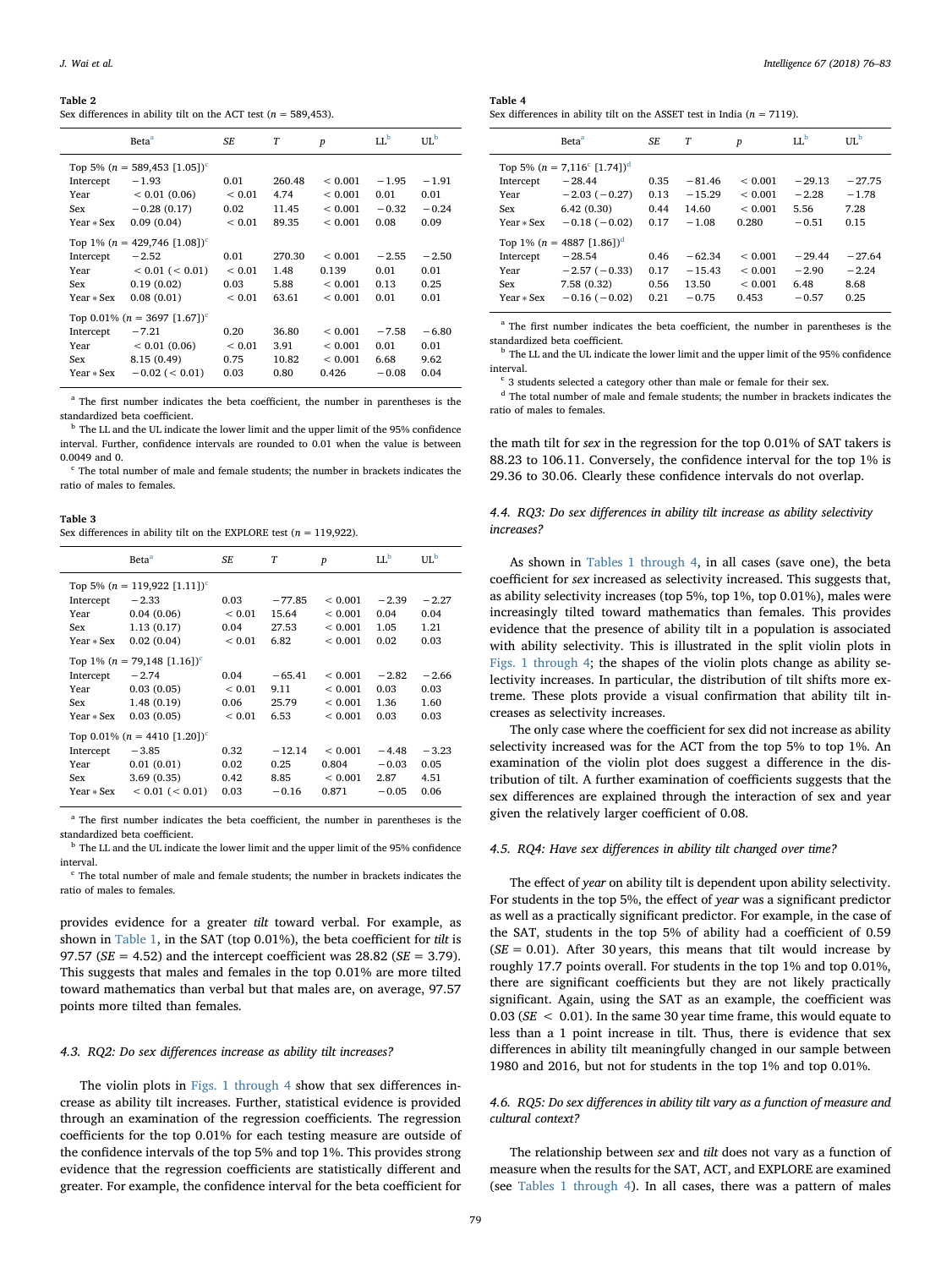**Table 2**
Sex differences in ability tilt on the ACT test ($n$ = 589,453).

| | Beta[a] | SE | T | p | LL[b] | UL[b] |
|---|---|---|---|---|---|---|
| Top 5% ($n$ = 589,453 [1.05])[c] | | | | | | |
| Intercept | −1.93 | 0.01 | 260.48 | < 0.001 | −1.95 | −1.91 |
| Year | < 0.01 (0.06) | < 0.01 | 4.74 | < 0.001 | 0.01 | 0.01 |
| Sex | −0.28 (0.17) | 0.02 | 11.45 | < 0.001 | −0.32 | −0.24 |
| Year * Sex | 0.09 (0.04) | < 0.01 | 89.35 | < 0.001 | 0.08 | 0.09 |
| Top 1% ($n$ = 429,746 [1.08])[c] | | | | | | |
| Intercept | −2.52 | 0.01 | 270.30 | < 0.001 | −2.55 | −2.50 |
| Year | < 0.01 (< 0.01) | < 0.01 | 1.48 | 0.139 | 0.01 | 0.01 |
| Sex | 0.19 (0.02) | 0.03 | 5.88 | < 0.001 | 0.13 | 0.25 |
| Year * Sex | 0.08 (0.01) | < 0.01 | 63.61 | < 0.001 | 0.01 | 0.01 |
| Top 0.01% ($n$ = 3697 [1.67])[c] | | | | | | |
| Intercept | −7.21 | 0.20 | 36.80 | < 0.001 | −7.58 | −6.80 |
| Year | < 0.01 (0.06) | < 0.01 | 3.91 | < 0.001 | 0.01 | 0.01 |
| Sex | 8.15 (0.49) | 0.75 | 10.82 | < 0.001 | 6.68 | 9.62 |
| Year * Sex | −0.02 (< 0.01) | 0.03 | 0.80 | 0.426 | −0.08 | 0.04 |

[a] The first number indicates the beta coefficient, the number in parentheses is the standardized beta coefficient.
[b] The LL and the UL indicate the lower limit and the upper limit of the 95% confidence interval. Further, confidence intervals are rounded to 0.01 when the value is between 0.0049 and 0.
[c] The total number of male and female students; the number in brackets indicates the ratio of males to females.

**Table 3**
Sex differences in ability tilt on the EXPLORE test ($n$ = 119,922).

| | Beta[a] | SE | T | p | LL[b] | UL[b] |
|---|---|---|---|---|---|---|
| Top 5% ($n$ = 119,922 [1.11])[c] | | | | | | |
| Intercept | −2.33 | 0.03 | −77.85 | < 0.001 | −2.39 | −2.27 |
| Year | 0.04 (0.06) | < 0.01 | 15.64 | < 0.001 | 0.04 | 0.04 |
| Sex | 1.13 (0.17) | 0.04 | 27.53 | < 0.001 | 1.05 | 1.21 |
| Year * Sex | 0.02 (0.04) | < 0.01 | 6.82 | < 0.001 | 0.02 | 0.03 |
| Top 1% ($n$ = 79,148 [1.16])[c] | | | | | | |
| Intercept | −2.74 | 0.04 | −65.41 | < 0.001 | −2.82 | −2.66 |
| Year | 0.03 (0.05) | < 0.01 | 9.11 | < 0.001 | 0.03 | 0.03 |
| Sex | 1.48 (0.19) | 0.06 | 25.79 | < 0.001 | 1.36 | 1.60 |
| Year * Sex | 0.03 (0.05) | < 0.01 | 6.53 | < 0.001 | 0.03 | 0.03 |
| Top 0.01% ($n$ = 4410 [1.20])[c] | | | | | | |
| Intercept | −3.85 | 0.32 | −12.14 | < 0.001 | −4.48 | −3.23 |
| Year | 0.01 (0.01) | 0.02 | 0.25 | 0.804 | −0.03 | 0.05 |
| Sex | 3.69 (0.35) | 0.42 | 8.85 | < 0.001 | 2.87 | 4.51 |
| Year * Sex | < 0.01 (< 0.01) | 0.03 | −0.16 | 0.871 | −0.05 | 0.06 |

[a] The first number indicates the beta coefficient, the number in parentheses is the standardized beta coefficient.
[b] The LL and the UL indicate the lower limit and the upper limit of the 95% confidence interval.
[c] The total number of male and female students; the number in brackets indicates the ratio of males to females.

provides evidence for a greater *tilt* toward verbal. For example, as shown in Table 1, in the SAT (top 0.01%), the beta coefficient for *tilt* is 97.57 ($SE$ = 4.52) and the intercept coefficient was 28.82 ($SE$ = 3.79). This suggests that males and females in the top 0.01% are more tilted toward mathematics than verbal but that males are, on average, 97.57 points more tilted than females.

### 4.3. RQ2: Do sex differences increase as ability tilt increases?

The violin plots in Figs. 1 through 4 show that sex differences increase as ability tilt increases. Further, statistical evidence is provided through an examination of the regression coefficients. The regression coefficients for the top 0.01% for each testing measure are outside of the confidence intervals of the top 5% and top 1%. This provides strong evidence that the regression coefficients are statistically different and greater. For example, the confidence interval for the beta coefficient for the math tilt for *sex* in the regression for the top 0.01% of SAT takers is 88.23 to 106.11. Conversely, the confidence interval for the top 1% is 29.36 to 30.06. Clearly these confidence intervals do not overlap.

**Table 4**
Sex differences in ability tilt on the ASSET test in India ($n$ = 7119).

| | Beta[a] | SE | T | p | LL[b] | UL[b] |
|---|---|---|---|---|---|---|
| Top 5% ($n$ = 7,116[c] [1.74])[d] | | | | | | |
| Intercept | −28.44 | 0.35 | −81.46 | < 0.001 | −29.13 | −27.75 |
| Year | −2.03 (−0.27) | 0.13 | −15.29 | < 0.001 | −2.28 | −1.78 |
| Sex | 6.42 (0.30) | 0.44 | 14.60 | < 0.001 | 5.56 | 7.28 |
| Year * Sex | −0.18 (−0.02) | 0.17 | −1.08 | 0.280 | −0.51 | 0.15 |
| Top 1% ($n$ = 4887 [1.86])[d] | | | | | | |
| Intercept | −28.54 | 0.46 | −62.34 | < 0.001 | −29.44 | −27.64 |
| Year | −2.57 (−0.33) | 0.17 | −15.43 | < 0.001 | −2.90 | −2.24 |
| Sex | 7.58 (0.32) | 0.56 | 13.50 | < 0.001 | 6.48 | 8.68 |
| Year * Sex | −0.16 (−0.02) | 0.21 | −0.75 | 0.453 | −0.57 | 0.25 |

[a] The first number indicates the beta coefficient, the number in parentheses is the standardized beta coefficient.
[b] The LL and the UL indicate the lower limit and the upper limit of the 95% confidence interval.
[c] 3 students selected a category other than male or female for their sex.
[d] The total number of male and female students; the number in brackets indicates the ratio of males to females.

### 4.4. RQ3: Do sex differences in ability tilt increase as ability selectivity increases?

As shown in Tables 1 through 4, in all cases (save one), the beta coefficient for *sex* increased as selectivity increased. This suggests that, as ability selectivity increases (top 5%, top 1%, top 0.01%), males were increasingly tilted toward mathematics than females. This provides evidence that the presence of ability tilt in a population is associated with ability selectivity. This is illustrated in the split violin plots in Figs. 1 through 4; the shapes of the violin plots change as ability selectivity increases. In particular, the distribution of tilt shifts more extreme. These plots provide a visual confirmation that ability tilt increases as selectivity increases.

The only case where the coefficient for sex did not increase as ability selectivity increased was for the ACT from the top 5% to top 1%. An examination of the violin plot does suggest a difference in the distribution of tilt. A further examination of coefficients suggests that the sex differences are explained through the interaction of sex and year given the relatively larger coefficient of 0.08.

### 4.5. RQ4: Have sex differences in ability tilt changed over time?

The effect of *year* on ability tilt is dependent upon ability selectivity. For students in the top 5%, the effect of *year* was a significant predictor as well as a practically significant predictor. For example, in the case of the SAT, students in the top 5% of ability had a coefficient of 0.59 ($SE$ = 0.01). After 30 years, this means that tilt would increase by roughly 17.7 points overall. For students in the top 1% and top 0.01%, there are significant coefficients but they are not likely practically significant. Again, using the SAT as an example, the coefficient was 0.03 ($SE$ < 0.01). In the same 30 year time frame, this would equate to less than a 1 point increase in tilt. Thus, there is evidence that sex differences in ability tilt meaningfully changed in our sample between 1980 and 2016, but not for students in the top 1% and top 0.01%.

### 4.6. RQ5: Do sex differences in ability tilt vary as a function of measure and cultural context?

The relationship between *sex* and *tilt* does not vary as a function of measure when the results for the SAT, ACT, and EXPLORE are examined (see Tables 1 through 4). In all cases, there was a pattern of males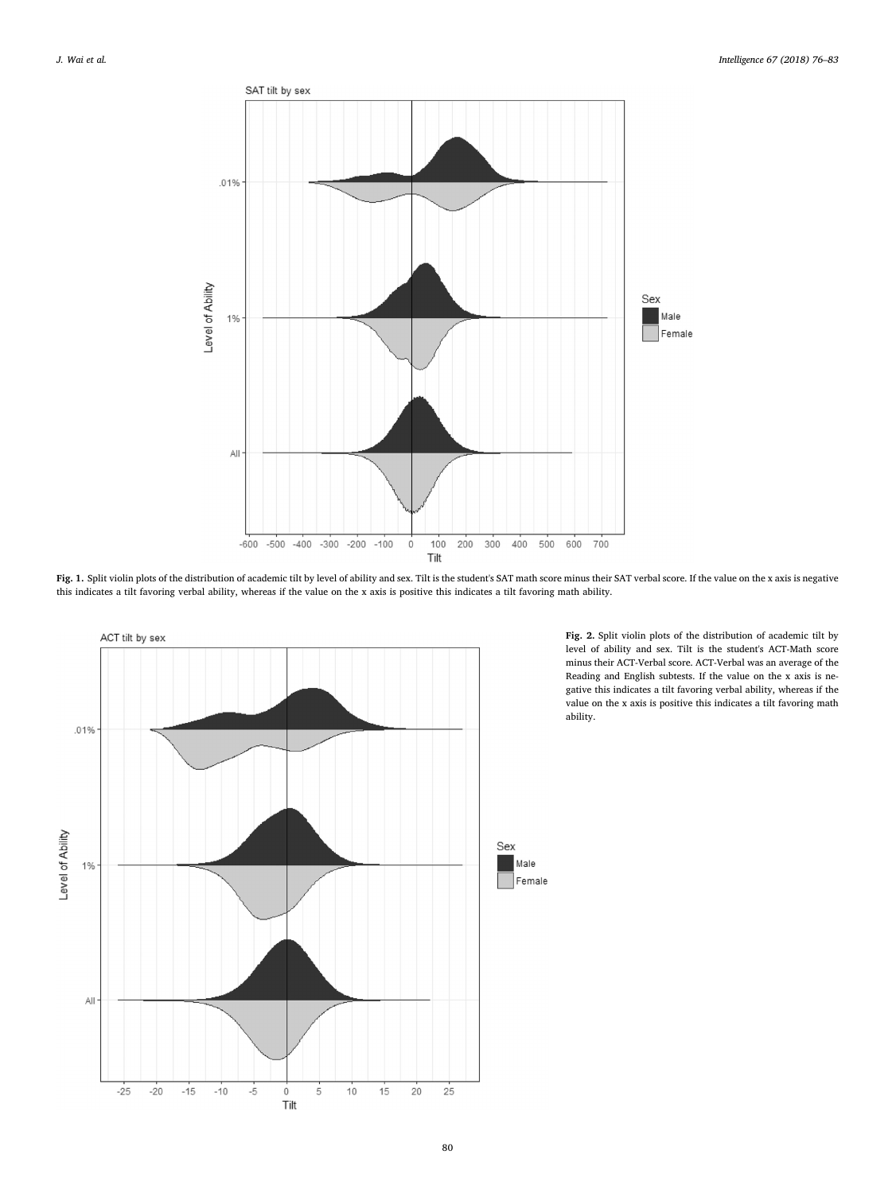**Fig. 1.** Split violin plots of the distribution of academic tilt by level of ability and sex. Tilt is the student's SAT math score minus their SAT verbal score. If the value on the x axis is negative this indicates a tilt favoring verbal ability, whereas if the value on the x axis is positive this indicates a tilt favoring math ability.

**Fig. 2.** Split violin plots of the distribution of academic tilt by level of ability and sex. Tilt is the student's ACT-Math score minus their ACT-Verbal score. ACT-Verbal was an average of the Reading and English subtests. If the value on the x axis is negative this indicates a tilt favoring verbal ability, whereas if the value on the x axis is positive this indicates a tilt favoring math ability.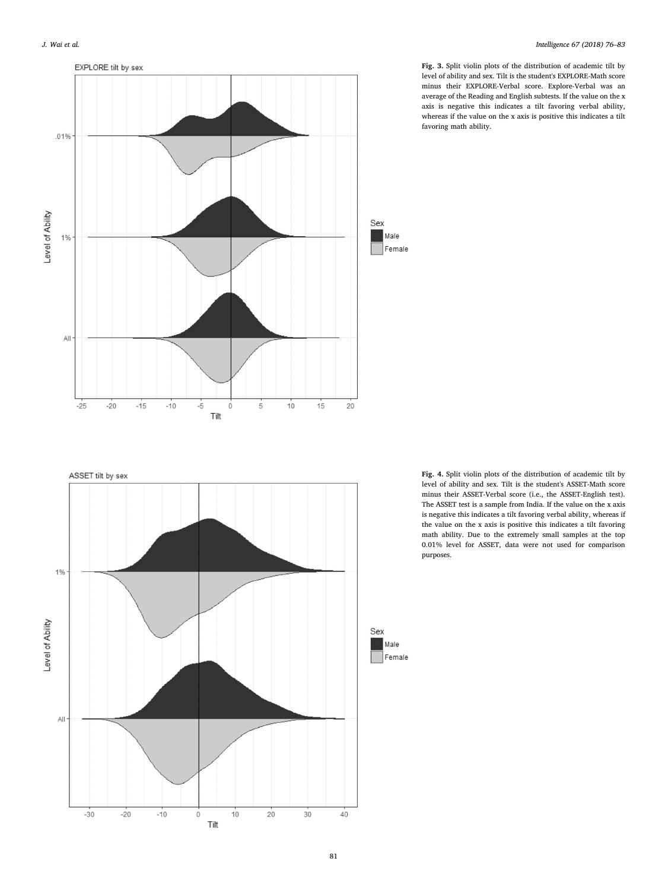**Fig. 3.** Split violin plots of the distribution of academic tilt by level of ability and sex. Tilt is the student's EXPLORE-Math score minus their EXPLORE-Verbal score. Explore-Verbal was an average of the Reading and English subtests. If the value on the x axis is negative this indicates a tilt favoring verbal ability, whereas if the value on the x axis is positive this indicates a tilt favoring math ability.

**Fig. 4.** Split violin plots of the distribution of academic tilt by level of ability and sex. Tilt is the student's ASSET-Math score minus their ASSET-Verbal score (i.e., the ASSET-English test). The ASSET test is a sample from India. If the value on the x axis is negative this indicates a tilt favoring verbal ability, whereas if the value on the x axis is positive this indicates a tilt favoring math ability. Due to the extremely small samples at the top 0.01% level for ASSET, data were not used for comparison purposes.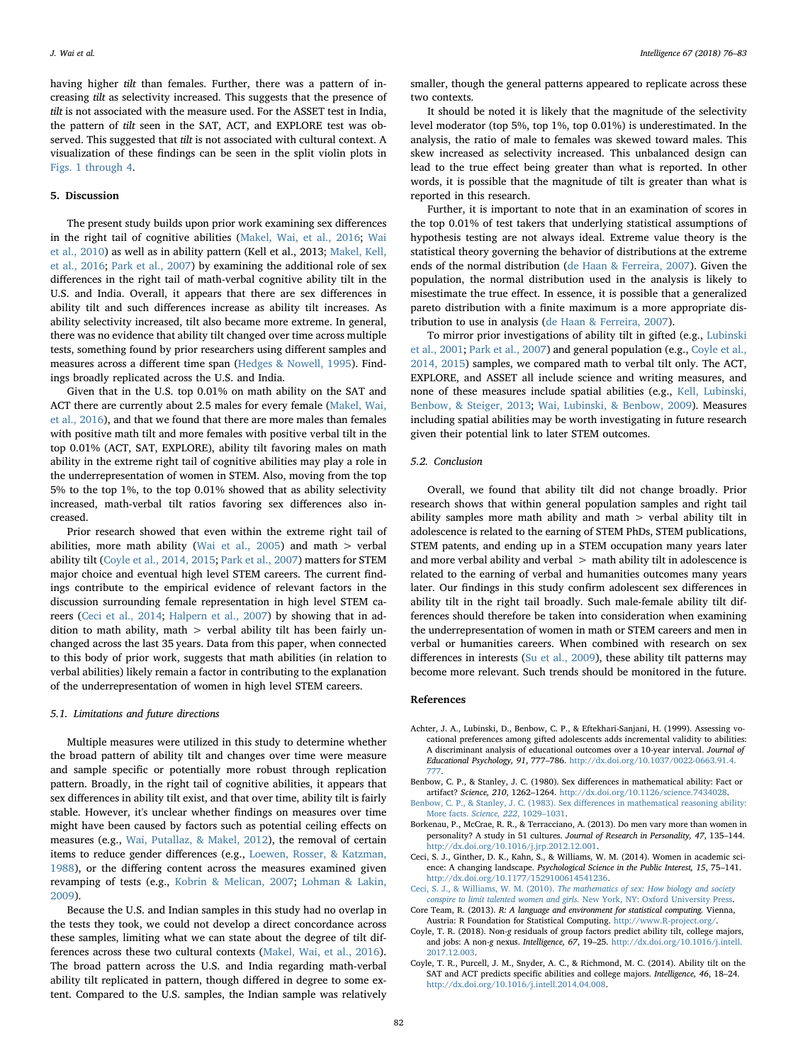having higher *tilt* than females. Further, there was a pattern of increasing *tilt* as selectivity increased. This suggests that the presence of *tilt* is not associated with the measure used. For the ASSET test in India, the pattern of *tilt* seen in the SAT, ACT, and EXPLORE test was observed. This suggested that *tilt* is not associated with cultural context. A visualization of these findings can be seen in the split violin plots in Figs. 1 through 4.

## 5. Discussion

The present study builds upon prior work examining sex differences in the right tail of cognitive abilities (Makel, Wai, et al., 2016; Wai et al., 2010) as well as in ability pattern (Kell et al., 2013; Makel, Kell, et al., 2016; Park et al., 2007) by examining the additional role of sex differences in the right tail of math-verbal cognitive ability tilt in the U.S. and India. Overall, it appears that there are sex differences in ability tilt and such differences increase as ability tilt increases. As ability selectivity increased, tilt also became more extreme. In general, there was no evidence that ability tilt changed over time across multiple tests, something found by prior researchers using different samples and measures across a different time span (Hedges & Nowell, 1995). Findings broadly replicated across the U.S. and India.

Given that in the U.S. top 0.01% on math ability on the SAT and ACT there are currently about 2.5 males for every female (Makel, Wai, et al., 2016), and that we found that there are more males than females with positive math tilt and more females with positive verbal tilt in the top 0.01% (ACT, SAT, EXPLORE), ability tilt favoring males on math ability in the extreme right tail of cognitive abilities may play a role in the underrepresentation of women in STEM. Also, moving from the top 5% to the top 1%, to the top 0.01% showed that as ability selectivity increased, math-verbal tilt ratios favoring sex differences also increased.

Prior research showed that even within the extreme right tail of abilities, more math ability (Wai et al., 2005) and math > verbal ability tilt (Coyle et al., 2014, 2015; Park et al., 2007) matters for STEM major choice and eventual high level STEM careers. The current findings contribute to the empirical evidence of relevant factors in the discussion surrounding female representation in high level STEM careers (Ceci et al., 2014; Halpern et al., 2007) by showing that in addition to math ability, math > verbal ability tilt has been fairly unchanged across the last 35 years. Data from this paper, when connected to this body of prior work, suggests that math abilities (in relation to verbal abilities) likely remain a factor in contributing to the explanation of the underrepresentation of women in high level STEM careers.

### 5.1. Limitations and future directions

Multiple measures were utilized in this study to determine whether the broad pattern of ability tilt and changes over time were measure and sample specific or potentially more robust through replication pattern. Broadly, in the right tail of cognitive abilities, it appears that sex differences in ability tilt exist, and that over time, ability tilt is fairly stable. However, it's unclear whether findings on measures over time might have been caused by factors such as potential ceiling effects on measures (e.g., Wai, Putallaz, & Makel, 2012), the removal of certain items to reduce gender differences (e.g., Loewen, Rosser, & Katzman, 1988), or the differing content across the measures examined given revamping of tests (e.g., Kobrin & Melican, 2007; Lohman & Lakin, 2009).

Because the U.S. and Indian samples in this study had no overlap in the tests they took, we could not develop a direct concordance across these samples, limiting what we can state about the degree of tilt differences across these two cultural contexts (Makel, Wai, et al., 2016). The broad pattern across the U.S. and India regarding math-verbal ability tilt replicated in pattern, though differed in degree to some extent. Compared to the U.S. samples, the Indian sample was relatively smaller, though the general patterns appeared to replicate across these two contexts.

It should be noted it is likely that the magnitude of the selectivity level moderator (top 5%, top 1%, top 0.01%) is underestimated. In the analysis, the ratio of male to females was skewed toward males. This skew increased as selectivity increased. This unbalanced design can lead to the true effect being greater than what is reported. In other words, it is possible that the magnitude of tilt is greater than what is reported in this research.

Further, it is important to note that in an examination of scores in the top 0.01% of test takers that underlying statistical assumptions of hypothesis testing are not always ideal. Extreme value theory is the statistical theory governing the behavior of distributions at the extreme ends of the normal distribution (de Haan & Ferreira, 2007). Given the population, the normal distribution used in the analysis is likely to misestimate the true effect. In essence, it is possible that a generalized pareto distribution with a finite maximum is a more appropriate distribution to use in analysis (de Haan & Ferreira, 2007).

To mirror prior investigations of ability tilt in gifted (e.g., Lubinski et al., 2001; Park et al., 2007) and general population (e.g., Coyle et al., 2014, 2015) samples, we compared math to verbal tilt only. The ACT, EXPLORE, and ASSET all include science and writing measures, and none of these measures include spatial abilities (e.g., Kell, Lubinski, Benbow, & Steiger, 2013; Wai, Lubinski, & Benbow, 2009). Measures including spatial abilities may be worth investigating in future research given their potential link to later STEM outcomes.

### 5.2. Conclusion

Overall, we found that ability tilt did not change broadly. Prior research shows that within general population samples and right tail ability samples more math ability and math > verbal ability tilt in adolescence is related to the earning of STEM PhDs, STEM publications, STEM patents, and ending up in a STEM occupation many years later and more verbal ability and verbal > math ability tilt in adolescence is related to the earning of verbal and humanities outcomes many years later. Our findings in this study confirm adolescent sex differences in ability tilt in the right tail broadly. Such male-female ability tilt differences should therefore be taken into consideration when examining the underrepresentation of women in math or STEM careers and men in verbal or humanities careers. When combined with research on sex differences in interests (Su et al., 2009), these ability tilt patterns may become more relevant. Such trends should be monitored in the future.

## References

Achter, J. A., Lubinski, D., Benbow, C. P., & Eftekhari-Sanjani, H. (1999). Assessing vocational preferences among gifted adolescents adds incremental validity to abilities: A discriminant analysis of educational outcomes over a 10-year interval. *Journal of Educational Psychology, 91*, 777–786. http://dx.doi.org/10.1037/0022-0663.91.4.777.

Benbow, C. P., & Stanley, J. C. (1980). Sex differences in mathematical ability: Fact or artifact? *Science, 210*, 1262–1264. http://dx.doi.org/10.1126/science.7434028.

Benbow, C. P., & Stanley, J. C. (1983). Sex differences in mathematical reasoning ability: More facts. *Science, 222*, 1029–1031.

Borkenau, P., McCrae, R. R., & Terracciano, A. (2013). Do men vary more than women in personality? A study in 51 cultures. *Journal of Research in Personality, 47*, 135–144. http://dx.doi.org/10.1016/j.jrp.2012.12.001.

Ceci, S. J., Ginther, D. K., Kahn, S., & Williams, W. M. (2014). Women in academic science: A changing landscape. *Psychological Science in the Public Interest, 15*, 75–141. http://dx.doi.org/10.1177/1529100614541236.

Ceci, S. J., & Williams, W. M. (2010). *The mathematics of sex: How biology and society conspire to limit talented women and girls.* New York, NY: Oxford University Press.

Core Team, R. (2013). *R: A language and environment for statistical computing.* Vienna, Austria: R Foundation for Statistical Computing. http://www.R-project.org/.

Coyle, T. R. (2018). Non-g residuals of group factors predict ability tilt, college majors, and jobs: A non-g nexus. *Intelligence, 67*, 19–25. http://dx.doi.org/10.1016/j.intell.2017.12.003.

Coyle, T. R., Purcell, J. M., Snyder, A. C., & Richmond, M. C. (2014). Ability tilt on the SAT and ACT predicts specific abilities and college majors. *Intelligence, 46*, 18–24. http://dx.doi.org/10.1016/j.intell.2014.04.008.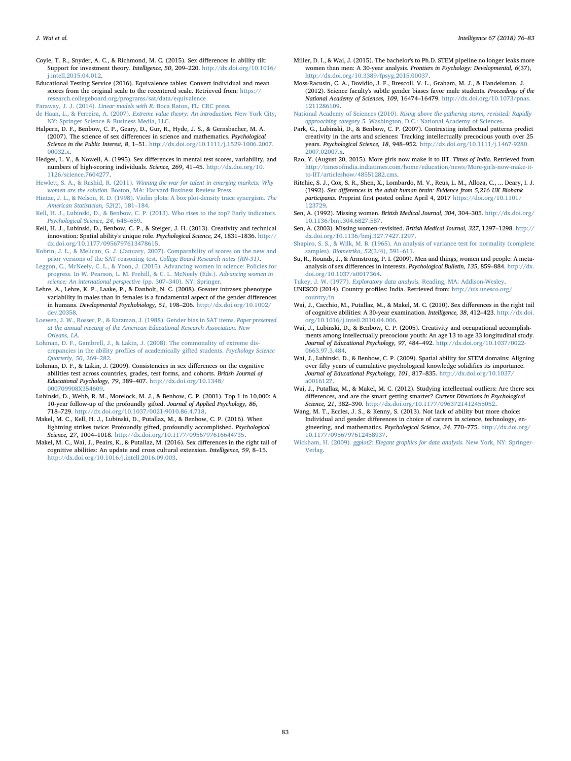Coyle, T. R., Snyder, A. C., & Richmond, M. C. (2015). Sex differences in ability tilt: Support for investment theory. *Intelligence, 50*, 209–220. http://dx.doi.org/10.1016/j.intell.2015.04.012.

Educational Testing Service (2016). Equivalence tables: Convert individual and mean scores from the original scale to the recentered scale. Retrieved from: https://research.collegeboard.org/programs/sat/data/equivalence

Faraway, J. J. (2014). *Linear models with R.* Boca Raton, FL: CRC press.

de Haan, L., & Ferreira, A. (2007). *Extreme value theory: An introduction.* New York City, NY: Springer Science & Business Media, LLC.

Halpern, D. F., Benbow, C. P., Geary, D., Gur, R., Hyde, J. S., & Gernsbacher, M. A. (2007). The science of sex differences in science and mathematics. *Psychological Science in the Public Interest, 8*, 1–51. http://dx.doi.org/10.1111/j.1529-1006.2007.00032.x.

Hedges, L. V., & Nowell, A. (1995). Sex differences in mental test scores, variability, and numbers of high-scoring individuals. *Science, 269*, 41–45. http://dx.doi.org/10.1126/science.7604277.

Hewlett, S. A., & Rashid, R. (2011). *Winning the war for talent in emerging markets: Why women are the solution.* Boston, MA: Harvard Business Review Press.

Hintze, J. L., & Nelson, R. D. (1998). Violin plots: A box plot-density trace synergism. *The American Statistician, 52*(2), 181–184.

Kell, H. J., Lubinski, D., & Benbow, C. P. (2013). Who rises to the top? Early indicators. *Psychological Science, 24*, 648–659.

Kell, H. J., Lubinski, D., Benbow, C. P., & Steiger, J. H. (2013). Creativity and technical innovation: Spatial ability's unique role. *Psychological Science, 24*, 1831–1836. http://dx.doi.org/10.1177/0956797613478615.

Kobrin, J. L., & Melican, G. J. (January, 2007). Comparability of scores on the new and prior versions of the SAT reasoning test. *College Board Research notes (RN-31)*.

Leggon, C., McNeely, C. L., & Yoon, J. (2015). Advancing women in science: Policies for progress. In W. Pearson, L. M. Frehill, & C. L. McNeely (Eds.). *Advancing women in science: An international perspective* (pp. 307–340). NY: Springer.

Lehre, A., Lehre, K. P., Laake, P., & Danbolt, N. C. (2008). Greater intrasex phenotype variability in males than in females is a fundamental aspect of the gender differences in humans. *Developmental Psychobiology, 51*, 198–206. http://dx.doi.org/10.1002/dev.20358.

Loewen, J. W., Rosser, P., & Katzman, J. (1988). Gender bias in SAT items. *Paper presented at the annual meeting of the American Educational Research Association. New Orleans, LA*.

Lohman, D. F., Gambrell, J., & Lakin, J. (2008). The commonality of extreme discrepancies in the ability profiles of academically gifted students. *Psychology Science Quarterly, 50*, 269–282.

Lohman, D. F., & Lakin, J. (2009). Consistencies in sex differences on the cognitive abilities test across countries, grades, test forms, and cohorts. *British Journal of Educational Psychology, 79*, 389–407. http://dx.doi.org/10.1348/000709908X354609.

Lubinski, D., Webb, R. M., Morelock, M. J., & Benbow, C. P. (2001). Top 1 in 10,000: A 10-year follow-up of the profoundly gifted. *Journal of Applied Psychology, 86*, 718–729. http://dx.doi.org/10.1037/0021-9010.86.4.718.

Makel, M. C., Kell, H. J., Lubinski, D., Putallaz, M., & Benbow, C. P. (2016). When lightning strikes twice: Profoundly gifted, profoundly accomplished. *Psychological Science, 27*, 1004–1018. http://dx.doi.org/10.1177/0956797616644735.

Makel, M. C., Wai, J., Peairs, K., & Putallaz, M. (2016). Sex differences in the right tail of cognitive abilities: An update and cross cultural extension. *Intelligence, 59*, 8–15. http://dx.doi.org/10.1016/j.intell.2016.09.003.

Miller, D. I., & Wai, J. (2015). The bachelor's to Ph.D. STEM pipeline no longer leaks more women than men: A 30-year analysis. *Frontiers in Psychology: Developmental, 6*(37), http://dx.doi.org/10.3389/fpsyg.2015.00037.

Moss-Racusin, C. A., Dovidio, J. F., Brescoll, V. L., Graham, M. J., & Handelsman, J. (2012). Science faculty's subtle gender biases favor male students. *Proceedings of the National Academy of Sciences, 109*, 16474–16479. http://dx.doi.org/10.1073/pnas.1211286109.

National Academy of Sciences (2010). *Rising above the gathering storm, revisited: Rapidly approaching category 5.* Washington, D.C.: National Academy of Sciences.

Park, G., Lubinski, D., & Benbow, C. P. (2007). Contrasting intellectual patterns predict creativity in the arts and sciences: Tracking intellectually precocious youth over 25 years. *Psychological Science, 18*, 948–952. http://dx.doi.org/10.1111/j.1467-9280.2007.02007.x.

Rao, Y. (August 20, 2015). More girls now make it to IIT. *Times of India.* Retrieved from http://timesofindia.indiatimes.com/home/education/news/More-girls-now-make-it-to-IIT/articleshow/48551282.cms.

Ritchie, S. J., Cox, S. R., Shen, X., Lombardo, M. V., Reus, L. M., Alloza, C., ... Deary, I. J. (1992). *Sex differences in the adult human brain: Evidence from 5,216 UK Biobank participants.* Preprint first posted online April 4, 2017 https://doi.org/10.1101/123729.

Sen, A. (1992). Missing women. *British Medical Journal, 304*, 304–305. http://dx.doi.org/10.1136/bmj.304.6827.587.

Sen, A. (2003). Missing women-revisited. *British Medical Journal, 327*, 1297–1298. http://dx.doi.org/10.1136/bmj.327.7427.1297.

Shapiro, S. S., & Wilk, M. B. (1965). An analysis of variance test for normality (complete samples). *Biometrika, 52*(3/4), 591–611.

Su, R., Rounds, J., & Armstrong, P. I. (2009). Men and things, women and people: A meta-analysis of sex differences in interests. *Psychological Bulletin, 135*, 859–884. http://dx.doi.org/10.1037/a0017364.

Tukey, J. W. (1977). *Exploratory data analysis.* Reading, MA: Addison-Wesley.

UNESCO (2014). Country profiles: India. Retrieved from: http://uis.unesco.org/country/in

Wai, J., Cacchio, M., Putallaz, M., & Makel, M. C. (2010). Sex differences in the right tail of cognitive abilities: A 30-year examination. *Intelligence, 38*, 412–423. http://dx.doi.org/10.1016/j.intell.2010.04.006.

Wai, J., Lubinski, D., & Benbow, C. P. (2005). Creativity and occupational accomplishments among intellectually precocious youth: An age 13 to age 33 longitudinal study. *Journal of Educational Psychology, 97*, 484–492. http://dx.doi.org/10.1037/0022-0663.97.3.484.

Wai, J., Lubinski, D., & Benbow, C. P. (2009). Spatial ability for STEM domains: Aligning over fifty years of cumulative psychological knowledge solidifies its importance. *Journal of Educational Psychology, 101*, 817–835. http://dx.doi.org/10.1037/a0016127.

Wai, J., Putallaz, M., & Makel, M. C. (2012). Studying intellectual outliers: Are there sex differences, and are the smart getting smarter? *Current Directions in Psychological Science, 21*, 382–390. http://dx.doi.org/10.1177/0963721412455052.

Wang, M. T., Eccles, J. S., & Kenny, S. (2013). Not lack of ability but more choice: Individual and gender differences in choice of careers in science, technology, engineering, and mathematics. *Psychological Science, 24*, 770–775. http://dx.doi.org/10.1177/0956797612458937.

Wickham, H. (2009). *ggplot2: Elegant graphics for data analysis.* New York, NY: Springer-Verlag.